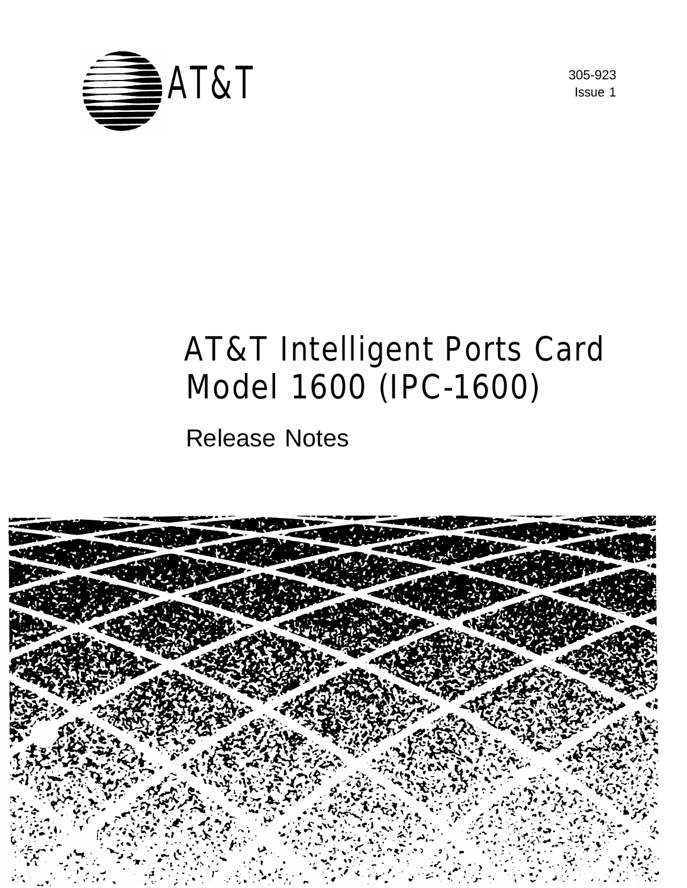AT&T

305-923
Issue 1

# AT&T Intelligent Ports Card Model 1600 (IPC-1600)

## Release Notes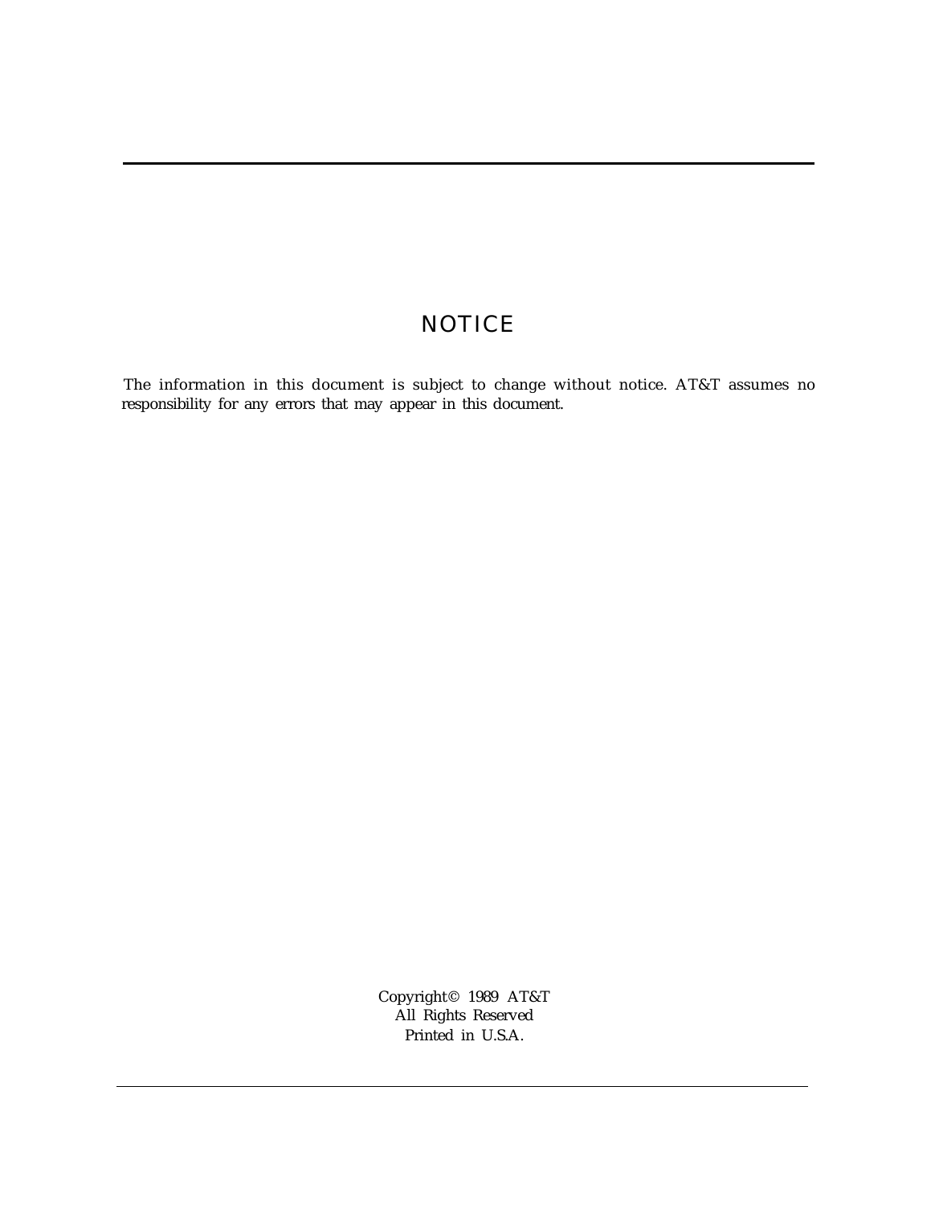# NOTICE

The information in this document is subject to change without notice. AT&T assumes no responsibility for any errors that may appear in this document.

Copyright© 1989 AT&T
All Rights Reserved
Printed in U.S.A.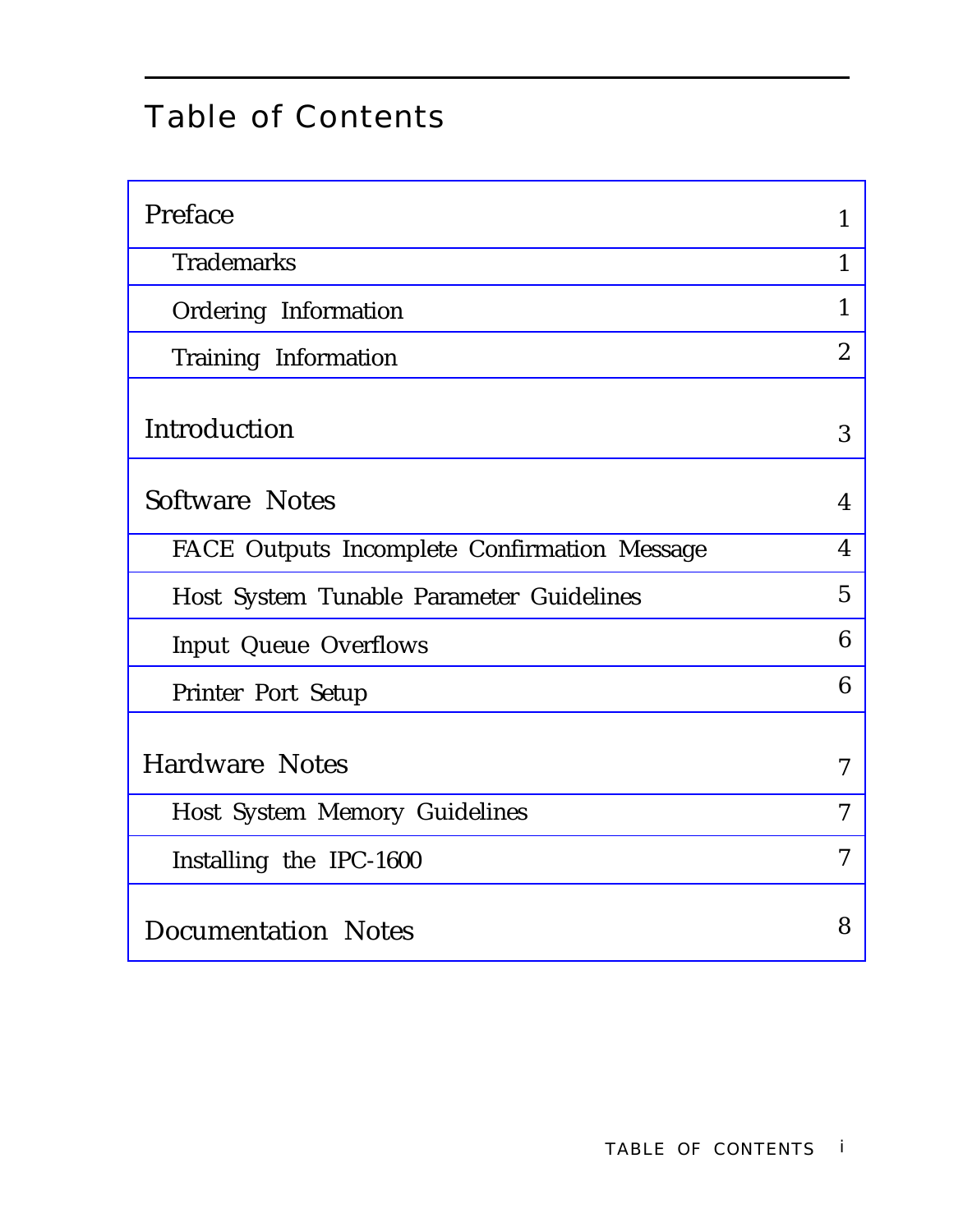# Table of Contents

| | |
|---|---|
| Preface | 1 |
| Trademarks | 1 |
| Ordering Information | 1 |
| Training Information | 2 |
| Introduction | 3 |
| Software Notes | 4 |
| FACE Outputs Incomplete Confirmation Message | 4 |
| Host System Tunable Parameter Guidelines | 5 |
| Input Queue Overflows | 6 |
| Printer Port Setup | 6 |
| Hardware Notes | 7 |
| Host System Memory Guidelines | 7 |
| Installing the IPC-1600 | 7 |
| Documentation Notes | 8 |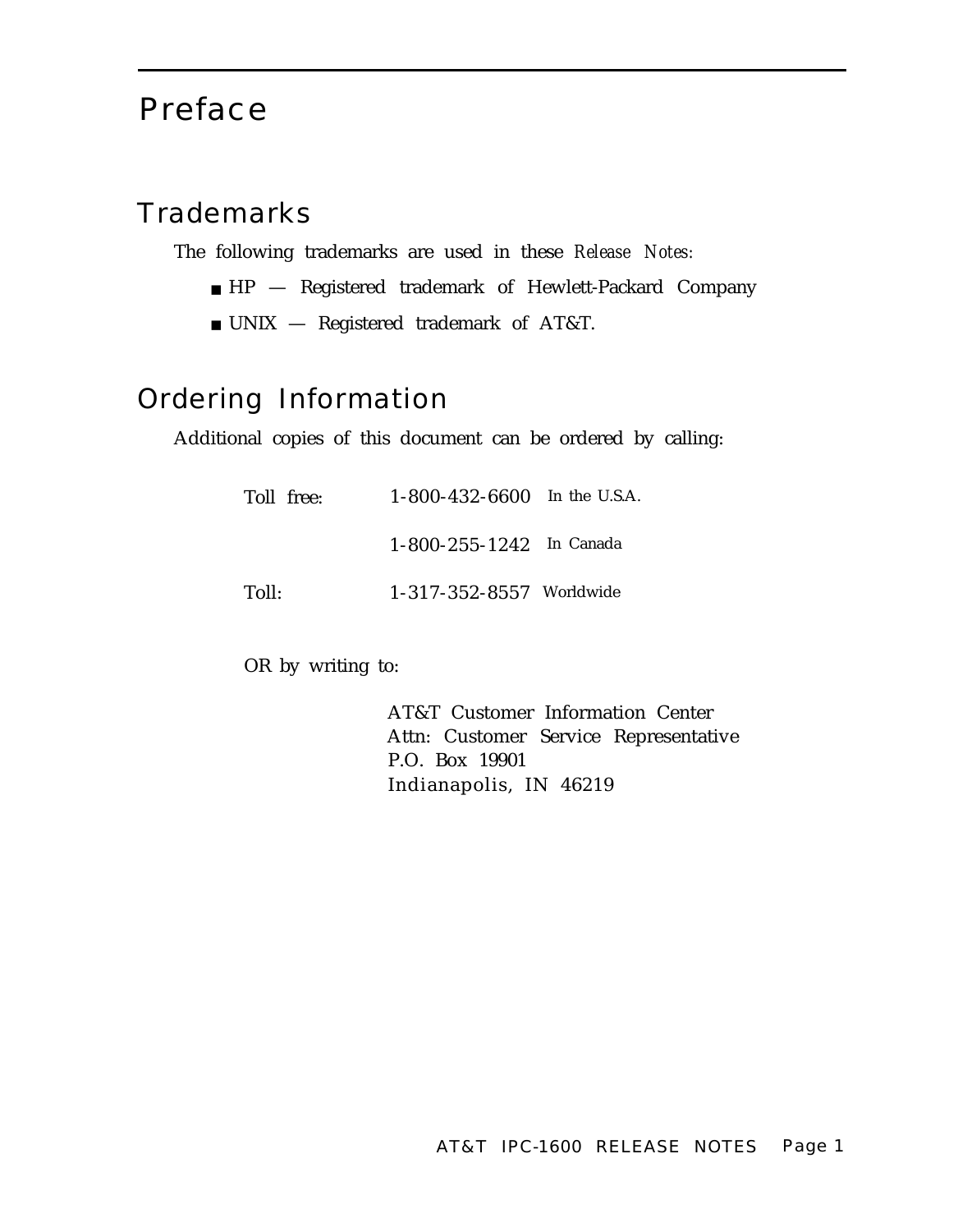# Preface

## Trademarks

The following trademarks are used in these *Release Notes:*

- HP — Registered trademark of Hewlett-Packard Company
- UNIX — Registered trademark of AT&T.

## Ordering Information

Additional copies of this document can be ordered by calling:

| | | |
|---|---|---|
| Toll free: | 1-800-432-6600 | In the U.S.A. |
| | 1-800-255-1242 | In Canada |
| Toll: | 1-317-352-8557 | Worldwide |

OR by writing to:

AT&T Customer Information Center
Attn: Customer Service Representative
P.O. Box 19901
Indianapolis, IN 46219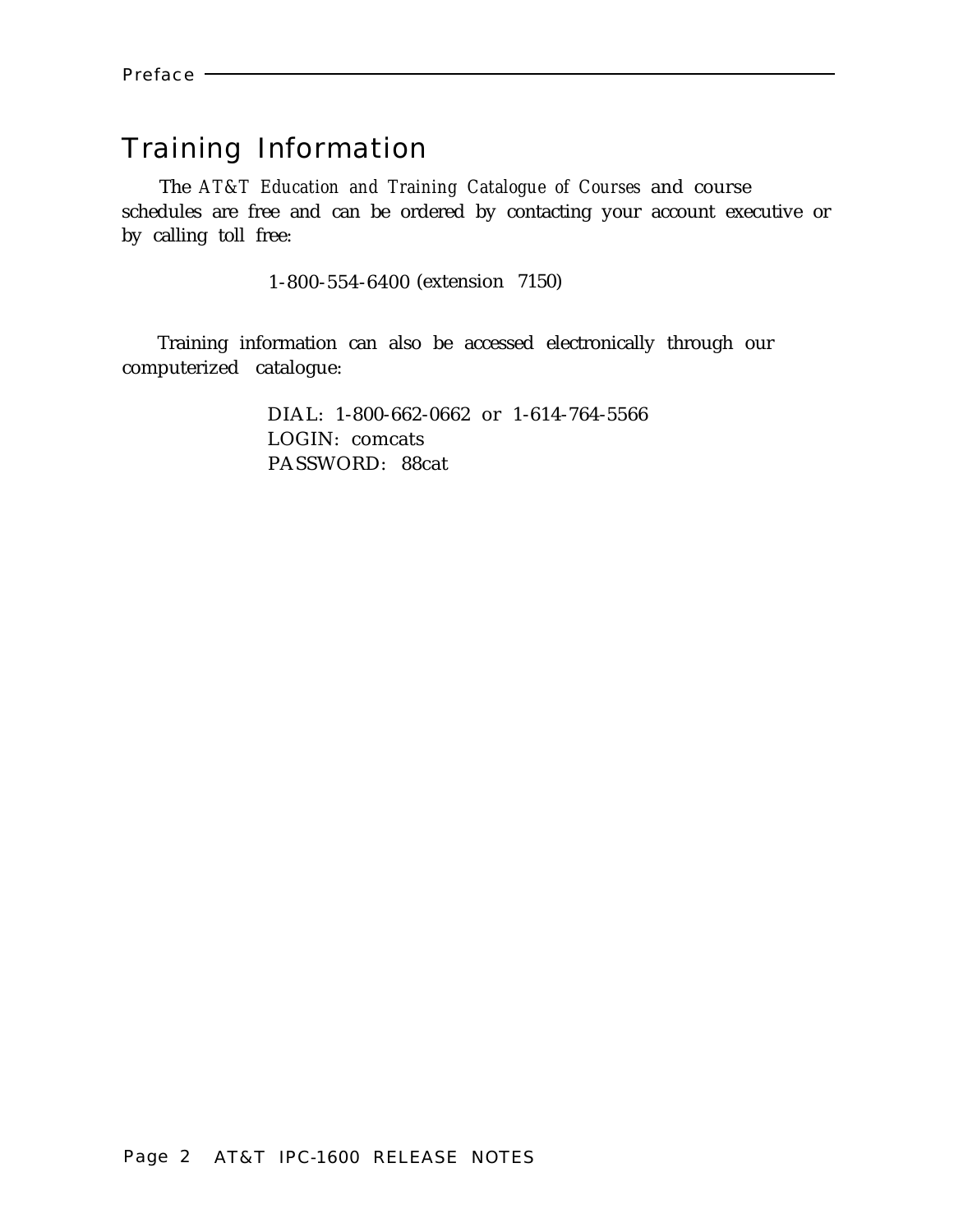## Training Information

The *AT&T Education and Training Catalogue of Courses* and course schedules are free and can be ordered by contacting your account executive or by calling toll free:

1-800-554-6400 (extension 7150)

Training information can also be accessed electronically through our computerized catalogue:

DIAL: 1-800-662-0662 or 1-614-764-5566
LOGIN: comcats
PASSWORD: 88cat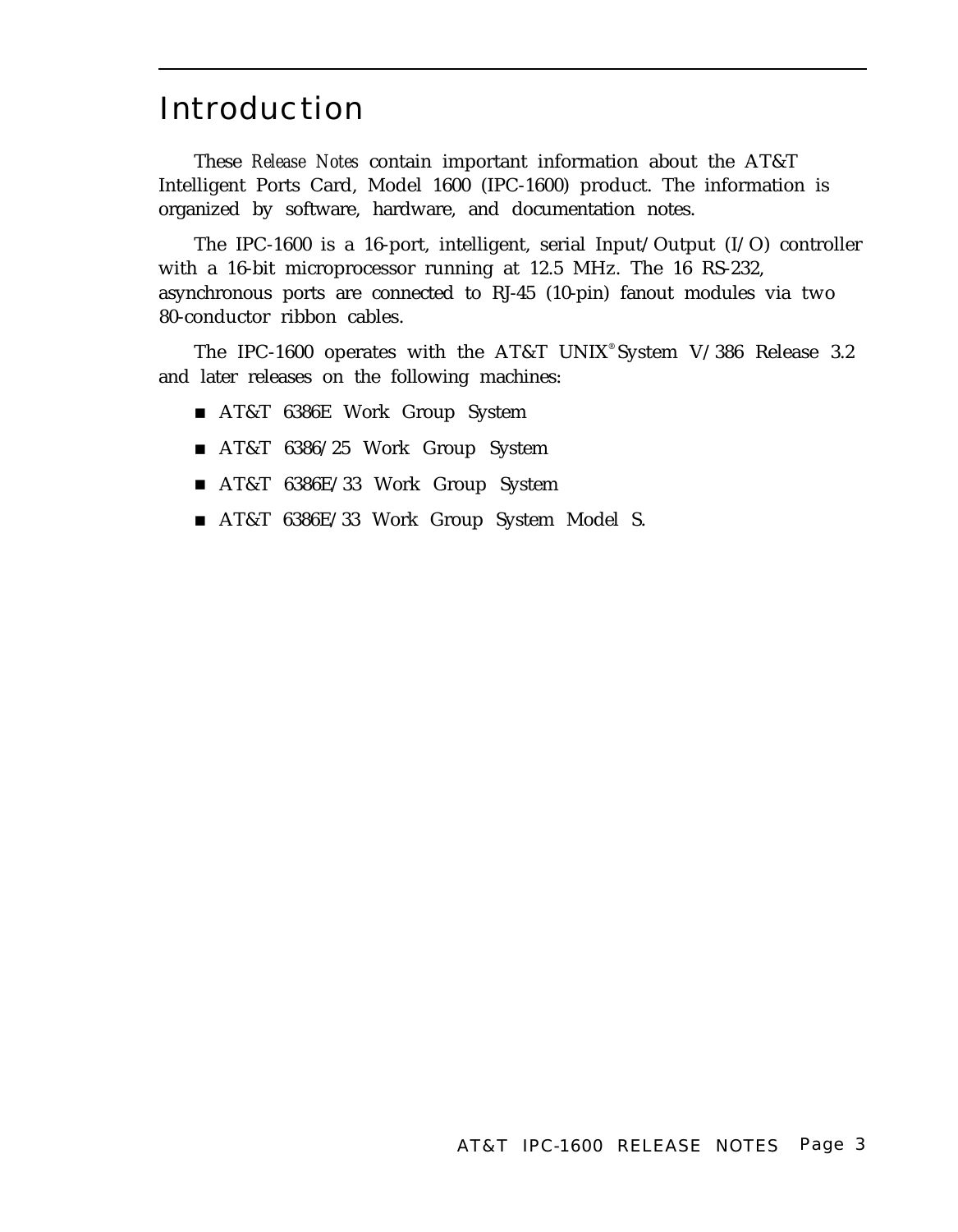# Introduction

These *Release Notes* contain important information about the AT&T Intelligent Ports Card, Model 1600 (IPC-1600) product. The information is organized by software, hardware, and documentation notes.

The IPC-1600 is a 16-port, intelligent, serial Input/Output (I/O) controller with a 16-bit microprocessor running at 12.5 MHz. The 16 RS-232, asynchronous ports are connected to RJ-45 (10-pin) fanout modules via two 80-conductor ribbon cables.

The IPC-1600 operates with the AT&T UNIX® System V/386 Release 3.2 and later releases on the following machines:

- AT&T 6386E Work Group System
- AT&T 6386/25 Work Group System
- AT&T 6386E/33 Work Group System
- AT&T 6386E/33 Work Group System Model S.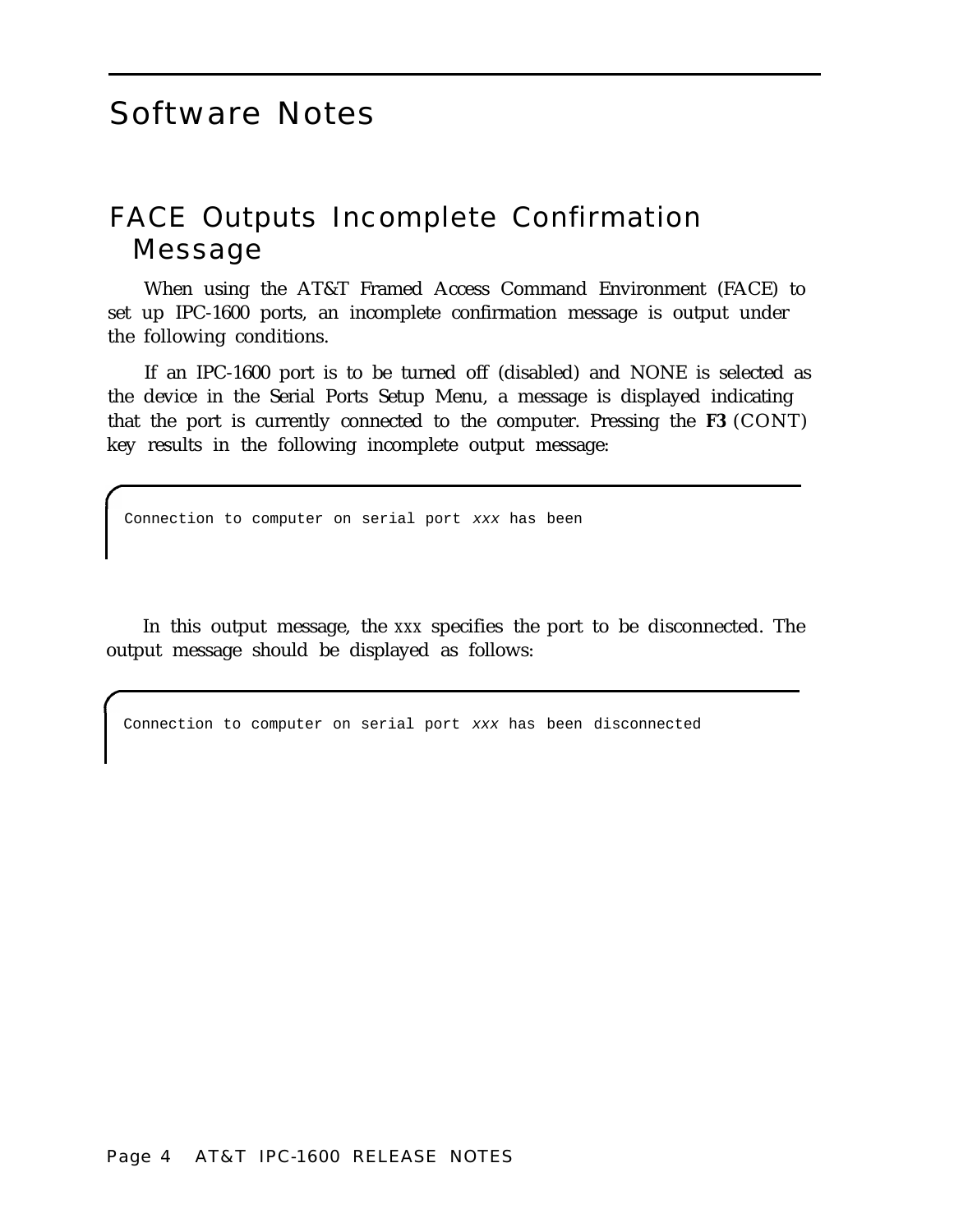# Software Notes

## FACE Outputs Incomplete Confirmation Message

When using the AT&T Framed Access Command Environment (FACE) to set up IPC-1600 ports, an incomplete confirmation message is output under the following conditions.

If an IPC-1600 port is to be turned off (disabled) and NONE is selected as the device in the Serial Ports Setup Menu, a message is displayed indicating that the port is currently connected to the computer. Pressing the **F3** (CONT) key results in the following incomplete output message:

```
Connection to computer on serial port xxx has been
```

In this output message, the XXX specifies the port to be disconnected. The output message should be displayed as follows:

```
Connection to computer on serial port xxx has been disconnected
```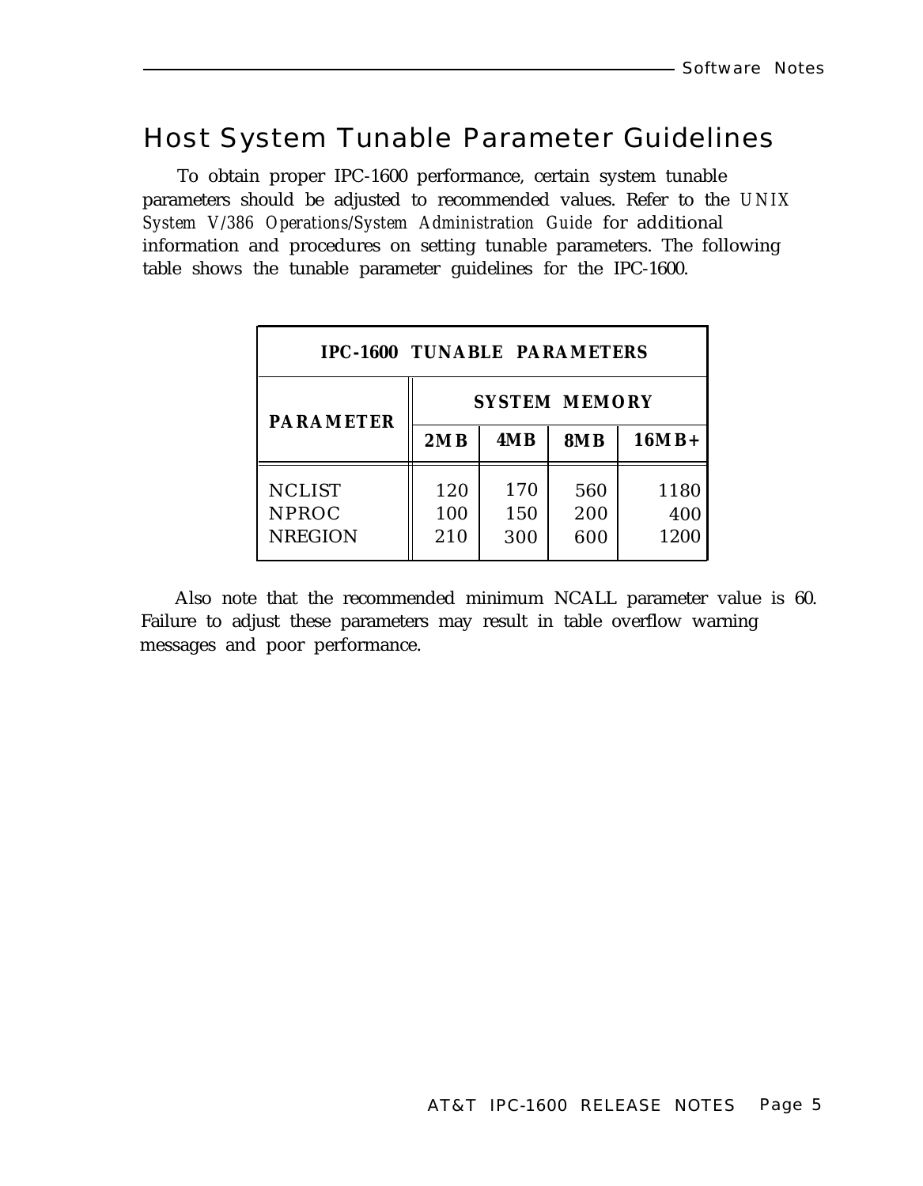## Host System Tunable Parameter Guidelines

To obtain proper IPC-1600 performance, certain system tunable parameters should be adjusted to recommended values. Refer to the *UNIX System V/386 Operations/System Administration Guide* for additional information and procedures on setting tunable parameters. The following table shows the tunable parameter guidelines for the IPC-1600.

| **IPC-1600 TUNABLE PARAMETERS** | | | | |
|---|---|---|---|---|
| **PARAMETER** | **SYSTEM MEMORY** | | | |
| | **2MB** | **4MB** | **8MB** | **16MB+** |
| NCLIST | 120 | 170 | 560 | 1180 |
| NPROC | 100 | 150 | 200 | 400 |
| NREGION | 210 | 300 | 600 | 1200 |

Also note that the recommended minimum NCALL parameter value is 60. Failure to adjust these parameters may result in table overflow warning messages and poor performance.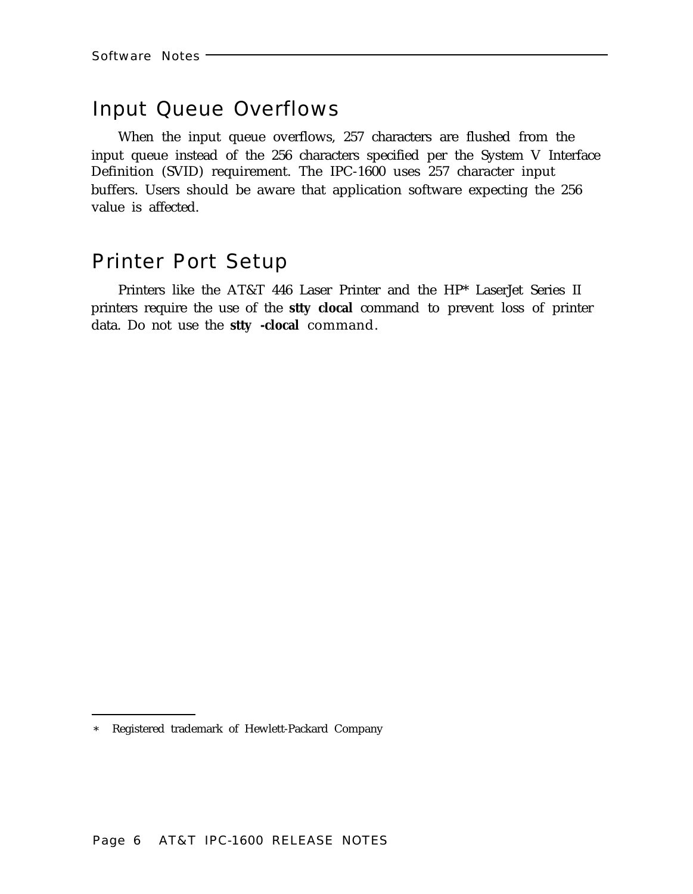## Input Queue Overflows

When the input queue overflows, 257 characters are flushed from the input queue instead of the 256 characters specified per the System V Interface Definition (SVID) requirement. The IPC-1600 uses 257 character input buffers. Users should be aware that application software expecting the 256 value is affected.

## Printer Port Setup

Printers like the AT&T 446 Laser Printer and the HP* LaserJet Series II printers require the use of the **stty clocal** command to prevent loss of printer data. Do not use the **stty -clocal** command.

---

* Registered trademark of Hewlett-Packard Company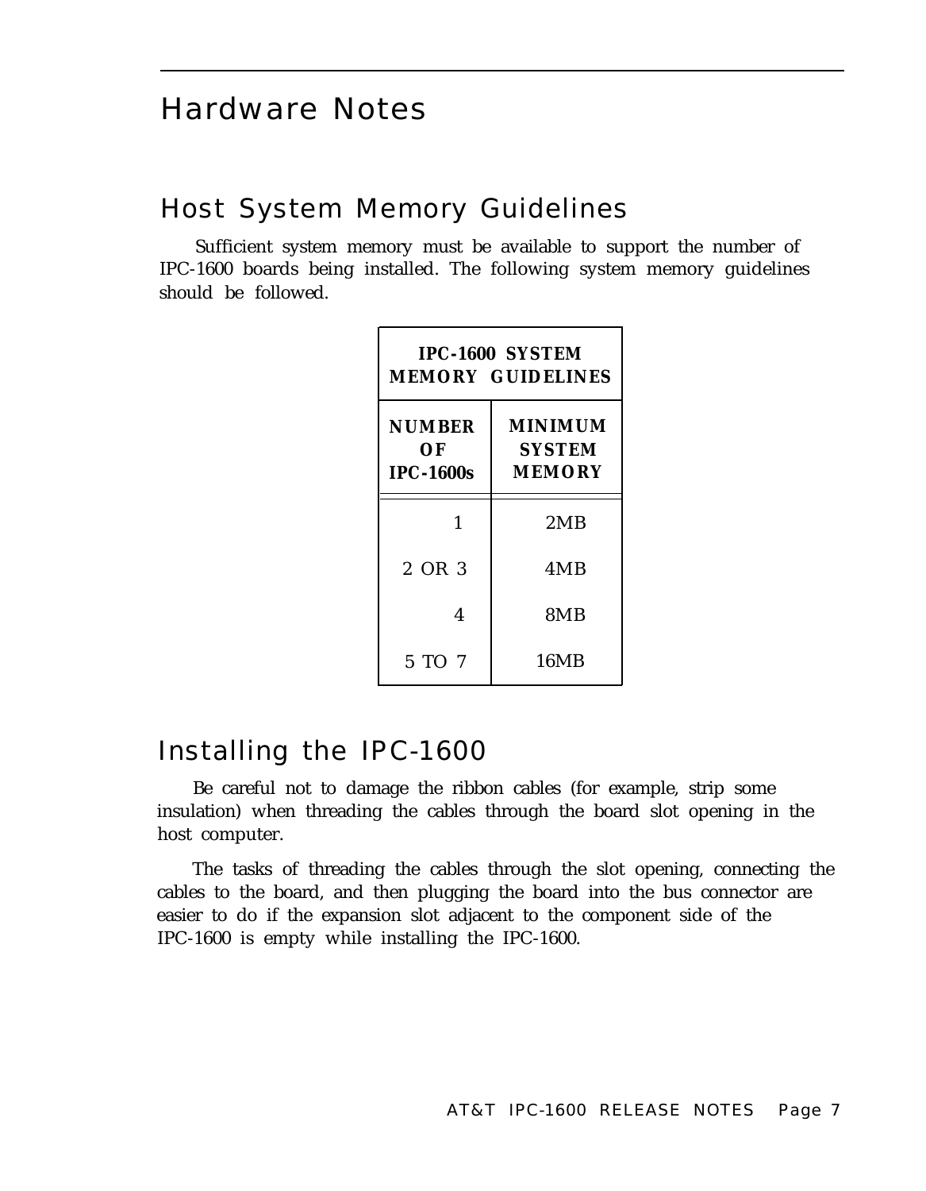# Hardware Notes

## Host System Memory Guidelines

Sufficient system memory must be available to support the number of IPC-1600 boards being installed. The following system memory guidelines should be followed.

| IPC-1600 SYSTEM MEMORY GUIDELINES | |
|---|---|
| **NUMBER OF IPC-1600s** | **MINIMUM SYSTEM MEMORY** |
| 1 | 2MB |
| 2 OR 3 | 4MB |
| 4 | 8MB |
| 5 TO 7 | 16MB |

## Installing the IPC-1600

Be careful not to damage the ribbon cables (for example, strip some insulation) when threading the cables through the board slot opening in the host computer.

The tasks of threading the cables through the slot opening, connecting the cables to the board, and then plugging the board into the bus connector are easier to do if the expansion slot adjacent to the component side of the IPC-1600 is empty while installing the IPC-1600.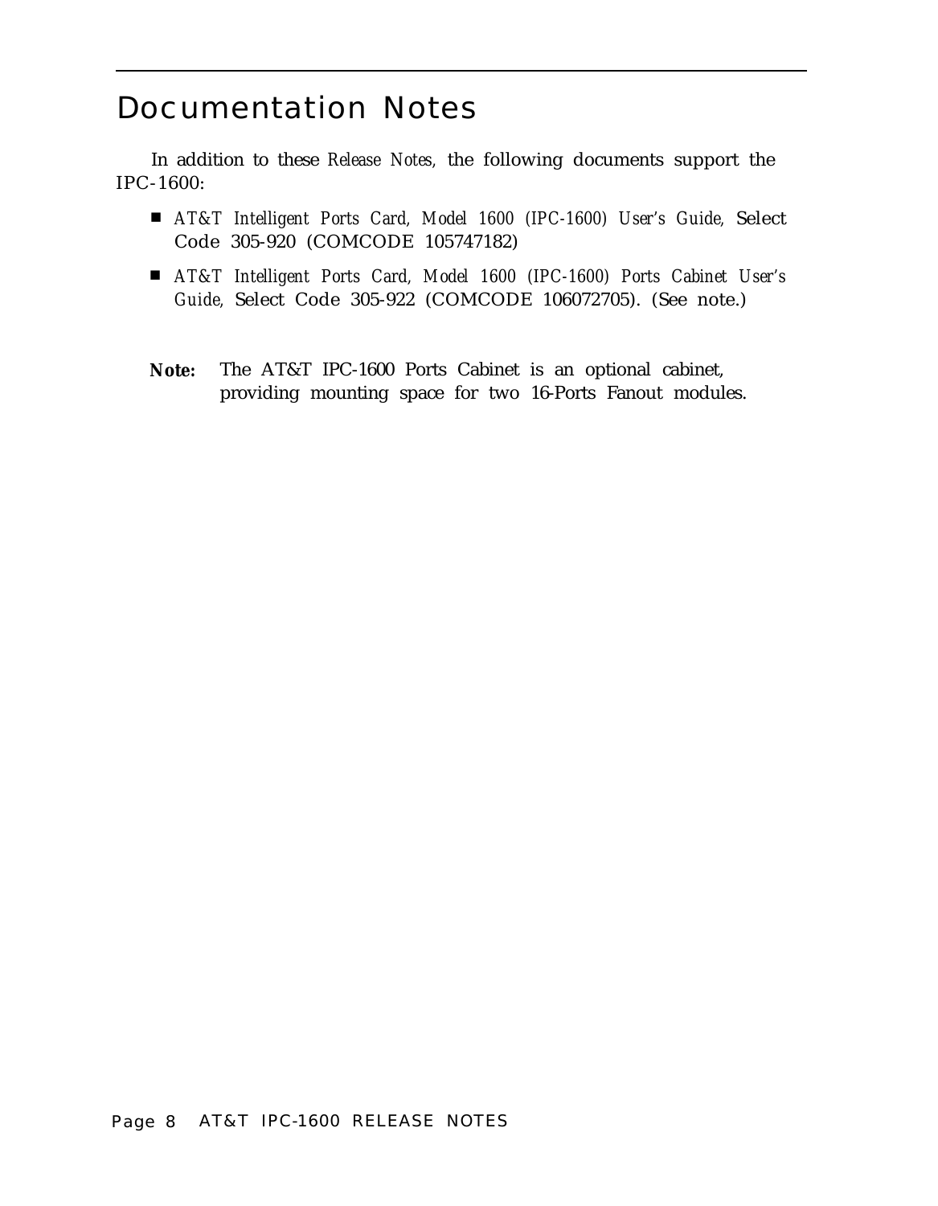# Documentation Notes

In addition to these *Release Notes,* the following documents support the IPC-1600:

- *AT&T Intelligent Ports Card, Model 1600 (IPC-1600) User's Guide,* Select Code 305-920 (COMCODE 105747182)
- *AT&T Intelligent Ports Card, Model 1600 (IPC-1600) Ports Cabinet User's Guide,* Select Code 305-922 (COMCODE 106072705). (See note.)

**Note:** The AT&T IPC-1600 Ports Cabinet is an optional cabinet, providing mounting space for two 16-Ports Fanout modules.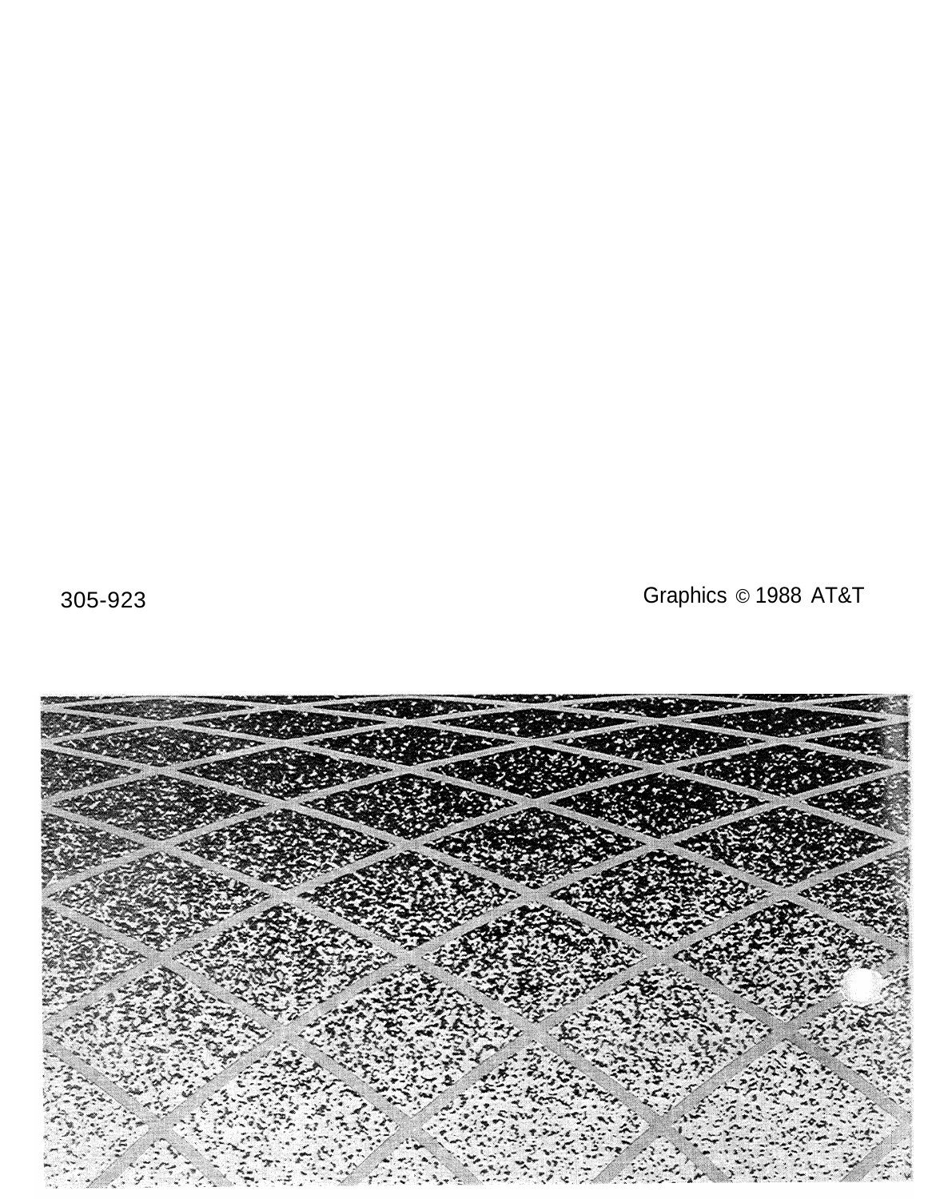305-923

Graphics © 1988 AT&T